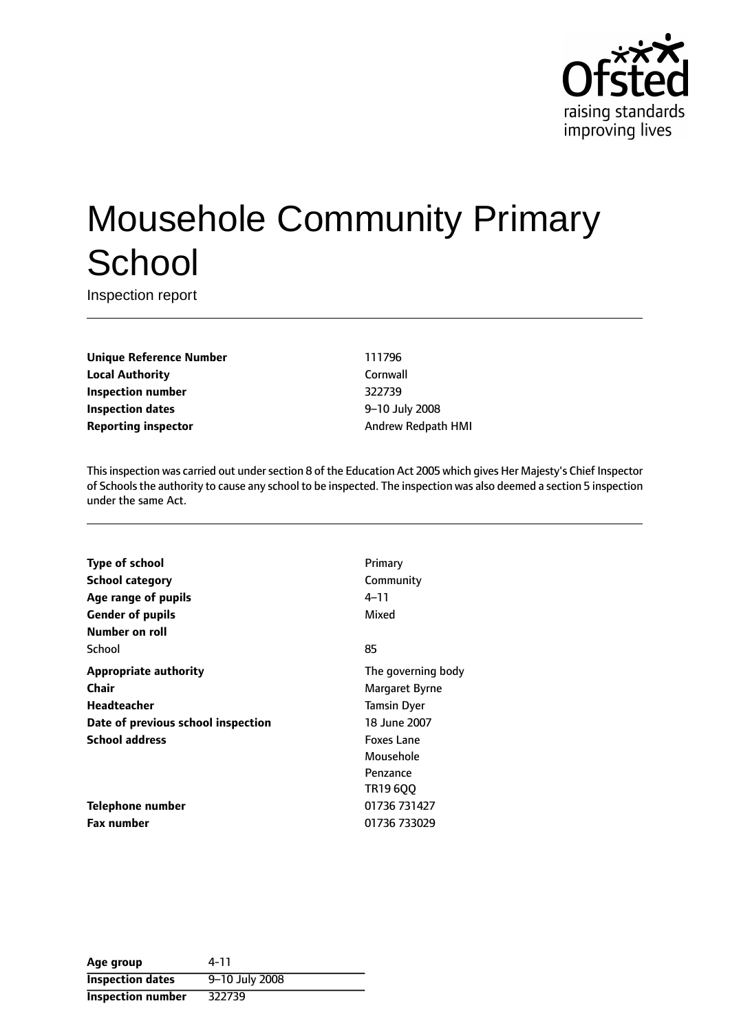# Mousehole Community Primary School

Inspection report

| | |
|---|---|
| **Unique Reference Number** | 111796 |
| **Local Authority** | Cornwall |
| **Inspection number** | 322739 |
| **Inspection dates** | 9–10 July 2008 |
| **Reporting inspector** | Andrew Redpath HMI |

This inspection was carried out under section 8 of the Education Act 2005 which gives Her Majesty's Chief Inspector of Schools the authority to cause any school to be inspected. The inspection was also deemed a section 5 inspection under the same Act.

| | |
|---|---|
| **Type of school** | Primary |
| **School category** | Community |
| **Age range of pupils** | 4–11 |
| **Gender of pupils** | Mixed |
| **Number on roll** | |
| School | 85 |
| **Appropriate authority** | The governing body |
| **Chair** | Margaret Byrne |
| **Headteacher** | Tamsin Dyer |
| **Date of previous school inspection** | 18 June 2007 |
| **School address** | Foxes Lane<br>Mousehole<br>Penzance<br>TR19 6QQ |
| **Telephone number** | 01736 731427 |
| **Fax number** | 01736 733029 |

| | |
|---|---|
| **Age group** | 4-11 |
| **Inspection dates** | 9–10 July 2008 |
| **Inspection number** | 322739 |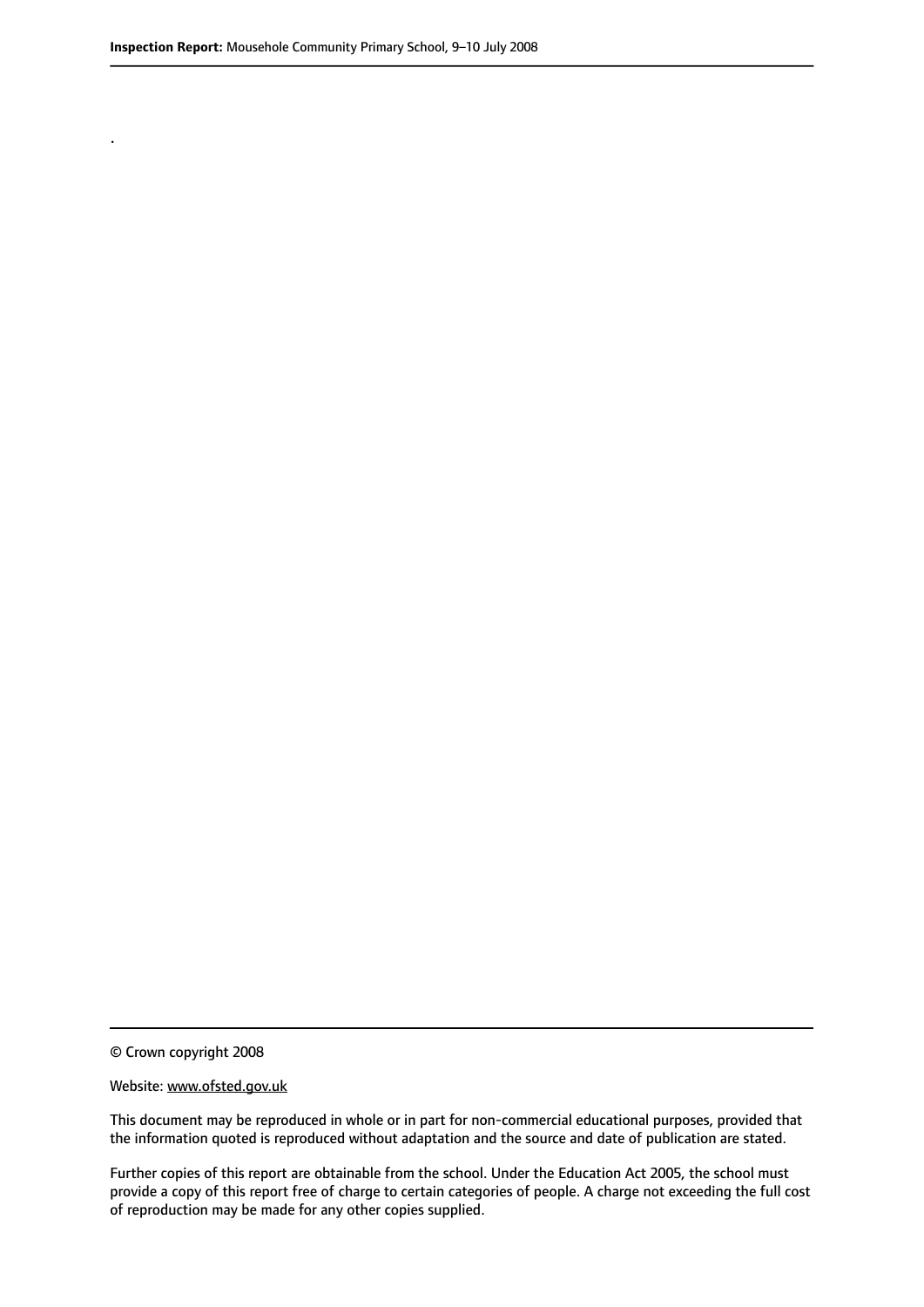.

© Crown copyright 2008

Website: www.ofsted.gov.uk

This document may be reproduced in whole or in part for non-commercial educational purposes, provided that the information quoted is reproduced without adaptation and the source and date of publication are stated.

Further copies of this report are obtainable from the school. Under the Education Act 2005, the school must provide a copy of this report free of charge to certain categories of people. A charge not exceeding the full cost of reproduction may be made for any other copies supplied.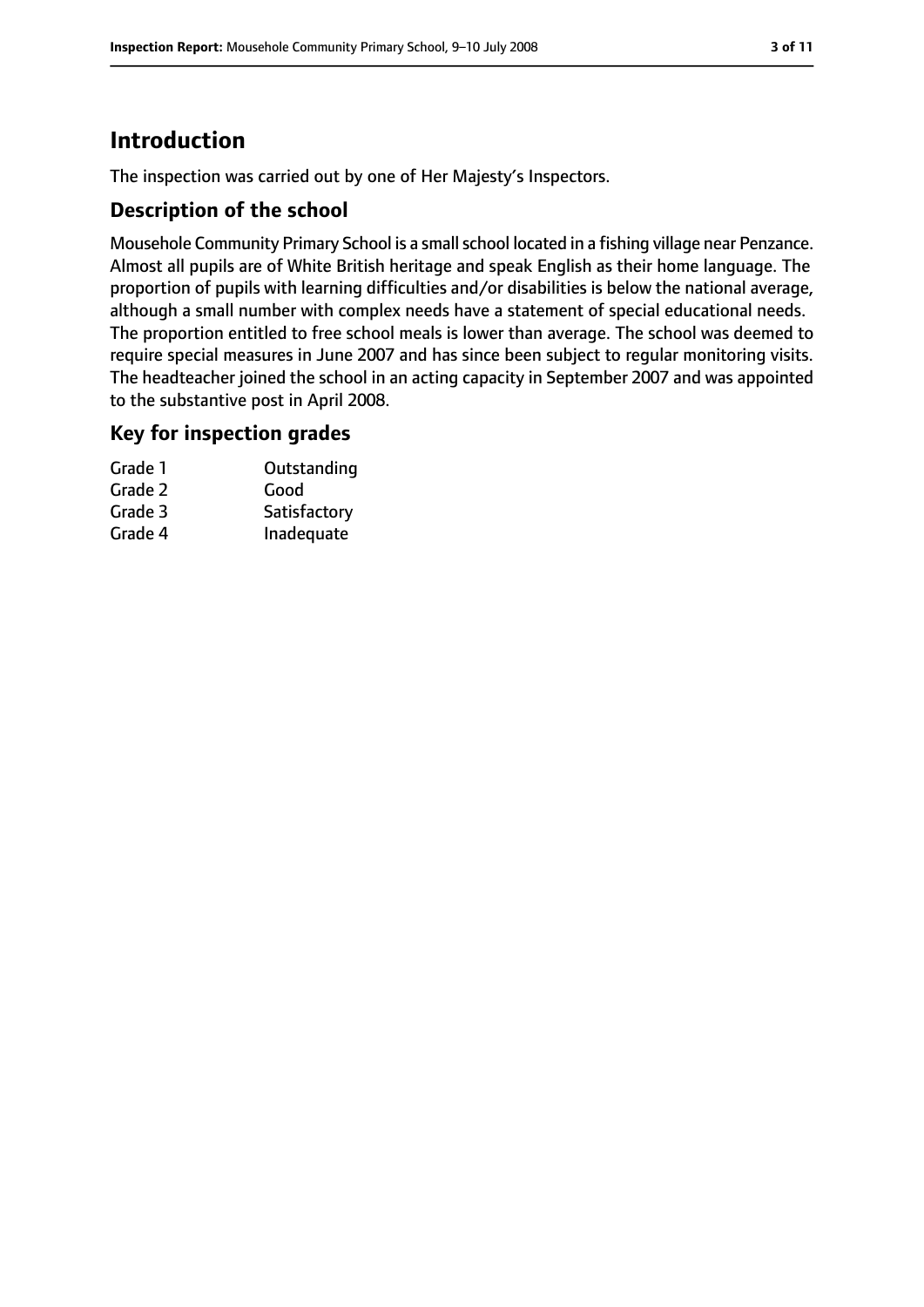# Introduction

The inspection was carried out by one of Her Majesty's Inspectors.

## Description of the school

Mousehole Community Primary School is a small school located in a fishing village near Penzance. Almost all pupils are of White British heritage and speak English as their home language. The proportion of pupils with learning difficulties and/or disabilities is below the national average, although a small number with complex needs have a statement of special educational needs. The proportion entitled to free school meals is lower than average. The school was deemed to require special measures in June 2007 and has since been subject to regular monitoring visits. The headteacher joined the school in an acting capacity in September 2007 and was appointed to the substantive post in April 2008.

## Key for inspection grades

| | |
|---|---|
| Grade 1 | Outstanding |
| Grade 2 | Good |
| Grade 3 | Satisfactory |
| Grade 4 | Inadequate |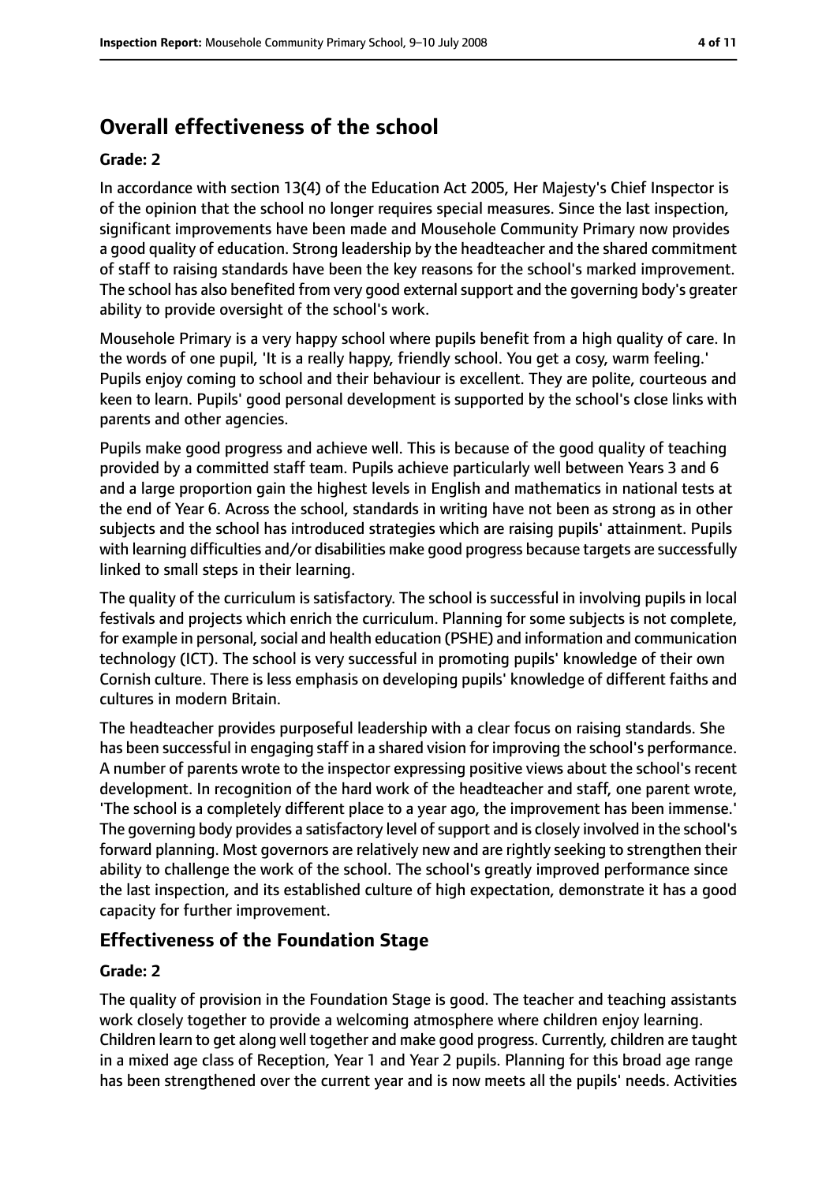## Overall effectiveness of the school

**Grade: 2**

In accordance with section 13(4) of the Education Act 2005, Her Majesty's Chief Inspector is of the opinion that the school no longer requires special measures. Since the last inspection, significant improvements have been made and Mousehole Community Primary now provides a good quality of education. Strong leadership by the headteacher and the shared commitment of staff to raising standards have been the key reasons for the school's marked improvement. The school has also benefited from very good external support and the governing body's greater ability to provide oversight of the school's work.

Mousehole Primary is a very happy school where pupils benefit from a high quality of care. In the words of one pupil, 'It is a really happy, friendly school. You get a cosy, warm feeling.' Pupils enjoy coming to school and their behaviour is excellent. They are polite, courteous and keen to learn. Pupils' good personal development is supported by the school's close links with parents and other agencies.

Pupils make good progress and achieve well. This is because of the good quality of teaching provided by a committed staff team. Pupils achieve particularly well between Years 3 and 6 and a large proportion gain the highest levels in English and mathematics in national tests at the end of Year 6. Across the school, standards in writing have not been as strong as in other subjects and the school has introduced strategies which are raising pupils' attainment. Pupils with learning difficulties and/or disabilities make good progress because targets are successfully linked to small steps in their learning.

The quality of the curriculum is satisfactory. The school is successful in involving pupils in local festivals and projects which enrich the curriculum. Planning for some subjects is not complete, for example in personal, social and health education (PSHE) and information and communication technology (ICT). The school is very successful in promoting pupils' knowledge of their own Cornish culture. There is less emphasis on developing pupils' knowledge of different faiths and cultures in modern Britain.

The headteacher provides purposeful leadership with a clear focus on raising standards. She has been successful in engaging staff in a shared vision for improving the school's performance. A number of parents wrote to the inspector expressing positive views about the school's recent development. In recognition of the hard work of the headteacher and staff, one parent wrote, 'The school is a completely different place to a year ago, the improvement has been immense.' The governing body provides a satisfactory level of support and is closely involved in the school's forward planning. Most governors are relatively new and are rightly seeking to strengthen their ability to challenge the work of the school. The school's greatly improved performance since the last inspection, and its established culture of high expectation, demonstrate it has a good capacity for further improvement.

### Effectiveness of the Foundation Stage

**Grade: 2**

The quality of provision in the Foundation Stage is good. The teacher and teaching assistants work closely together to provide a welcoming atmosphere where children enjoy learning. Children learn to get along well together and make good progress. Currently, children are taught in a mixed age class of Reception, Year 1 and Year 2 pupils. Planning for this broad age range has been strengthened over the current year and is now meets all the pupils' needs. Activities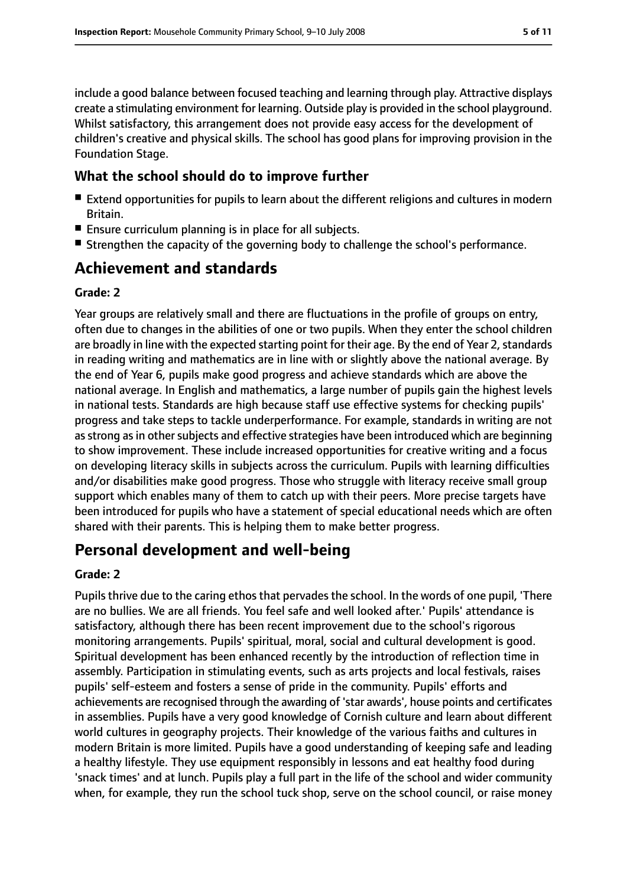include a good balance between focused teaching and learning through play. Attractive displays create a stimulating environment for learning. Outside play is provided in the school playground. Whilst satisfactory, this arrangement does not provide easy access for the development of children's creative and physical skills. The school has good plans for improving provision in the Foundation Stage.

### What the school should do to improve further

- Extend opportunities for pupils to learn about the different religions and cultures in modern Britain.
- Ensure curriculum planning is in place for all subjects.
- Strengthen the capacity of the governing body to challenge the school's performance.

## Achievement and standards

#### Grade: 2

Year groups are relatively small and there are fluctuations in the profile of groups on entry, often due to changes in the abilities of one or two pupils. When they enter the school children are broadly in line with the expected starting point for their age. By the end of Year 2, standards in reading writing and mathematics are in line with or slightly above the national average. By the end of Year 6, pupils make good progress and achieve standards which are above the national average. In English and mathematics, a large number of pupils gain the highest levels in national tests. Standards are high because staff use effective systems for checking pupils' progress and take steps to tackle underperformance. For example, standards in writing are not as strong as in other subjects and effective strategies have been introduced which are beginning to show improvement. These include increased opportunities for creative writing and a focus on developing literacy skills in subjects across the curriculum. Pupils with learning difficulties and/or disabilities make good progress. Those who struggle with literacy receive small group support which enables many of them to catch up with their peers. More precise targets have been introduced for pupils who have a statement of special educational needs which are often shared with their parents. This is helping them to make better progress.

## Personal development and well-being

#### Grade: 2

Pupils thrive due to the caring ethos that pervades the school. In the words of one pupil, 'There are no bullies. We are all friends. You feel safe and well looked after.' Pupils' attendance is satisfactory, although there has been recent improvement due to the school's rigorous monitoring arrangements. Pupils' spiritual, moral, social and cultural development is good. Spiritual development has been enhanced recently by the introduction of reflection time in assembly. Participation in stimulating events, such as arts projects and local festivals, raises pupils' self-esteem and fosters a sense of pride in the community. Pupils' efforts and achievements are recognised through the awarding of 'star awards', house points and certificates in assemblies. Pupils have a very good knowledge of Cornish culture and learn about different world cultures in geography projects. Their knowledge of the various faiths and cultures in modern Britain is more limited. Pupils have a good understanding of keeping safe and leading a healthy lifestyle. They use equipment responsibly in lessons and eat healthy food during 'snack times' and at lunch. Pupils play a full part in the life of the school and wider community when, for example, they run the school tuck shop, serve on the school council, or raise money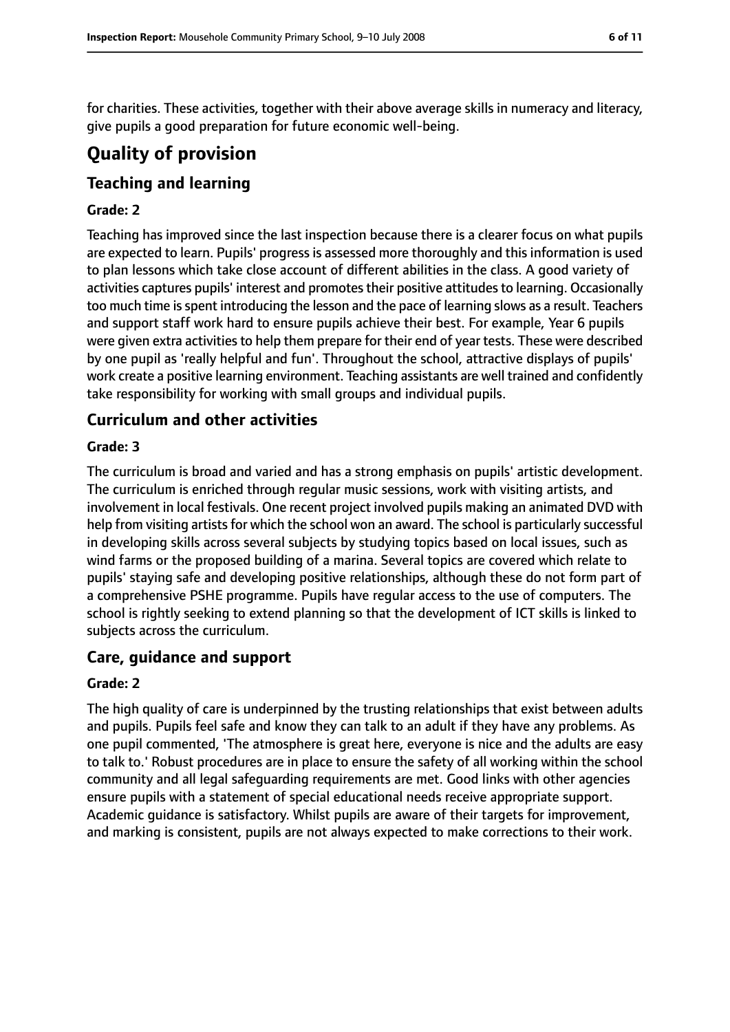for charities. These activities, together with their above average skills in numeracy and literacy, give pupils a good preparation for future economic well-being.

# Quality of provision

## Teaching and learning

### Grade: 2

Teaching has improved since the last inspection because there is a clearer focus on what pupils are expected to learn. Pupils' progress is assessed more thoroughly and this information is used to plan lessons which take close account of different abilities in the class. A good variety of activities captures pupils' interest and promotes their positive attitudes to learning. Occasionally too much time is spent introducing the lesson and the pace of learning slows as a result. Teachers and support staff work hard to ensure pupils achieve their best. For example, Year 6 pupils were given extra activities to help them prepare for their end of year tests. These were described by one pupil as 'really helpful and fun'. Throughout the school, attractive displays of pupils' work create a positive learning environment. Teaching assistants are well trained and confidently take responsibility for working with small groups and individual pupils.

## Curriculum and other activities

### Grade: 3

The curriculum is broad and varied and has a strong emphasis on pupils' artistic development. The curriculum is enriched through regular music sessions, work with visiting artists, and involvement in local festivals. One recent project involved pupils making an animated DVD with help from visiting artists for which the school won an award. The school is particularly successful in developing skills across several subjects by studying topics based on local issues, such as wind farms or the proposed building of a marina. Several topics are covered which relate to pupils' staying safe and developing positive relationships, although these do not form part of a comprehensive PSHE programme. Pupils have regular access to the use of computers. The school is rightly seeking to extend planning so that the development of ICT skills is linked to subjects across the curriculum.

## Care, guidance and support

### Grade: 2

The high quality of care is underpinned by the trusting relationships that exist between adults and pupils. Pupils feel safe and know they can talk to an adult if they have any problems. As one pupil commented, 'The atmosphere is great here, everyone is nice and the adults are easy to talk to.' Robust procedures are in place to ensure the safety of all working within the school community and all legal safeguarding requirements are met. Good links with other agencies ensure pupils with a statement of special educational needs receive appropriate support. Academic guidance is satisfactory. Whilst pupils are aware of their targets for improvement, and marking is consistent, pupils are not always expected to make corrections to their work.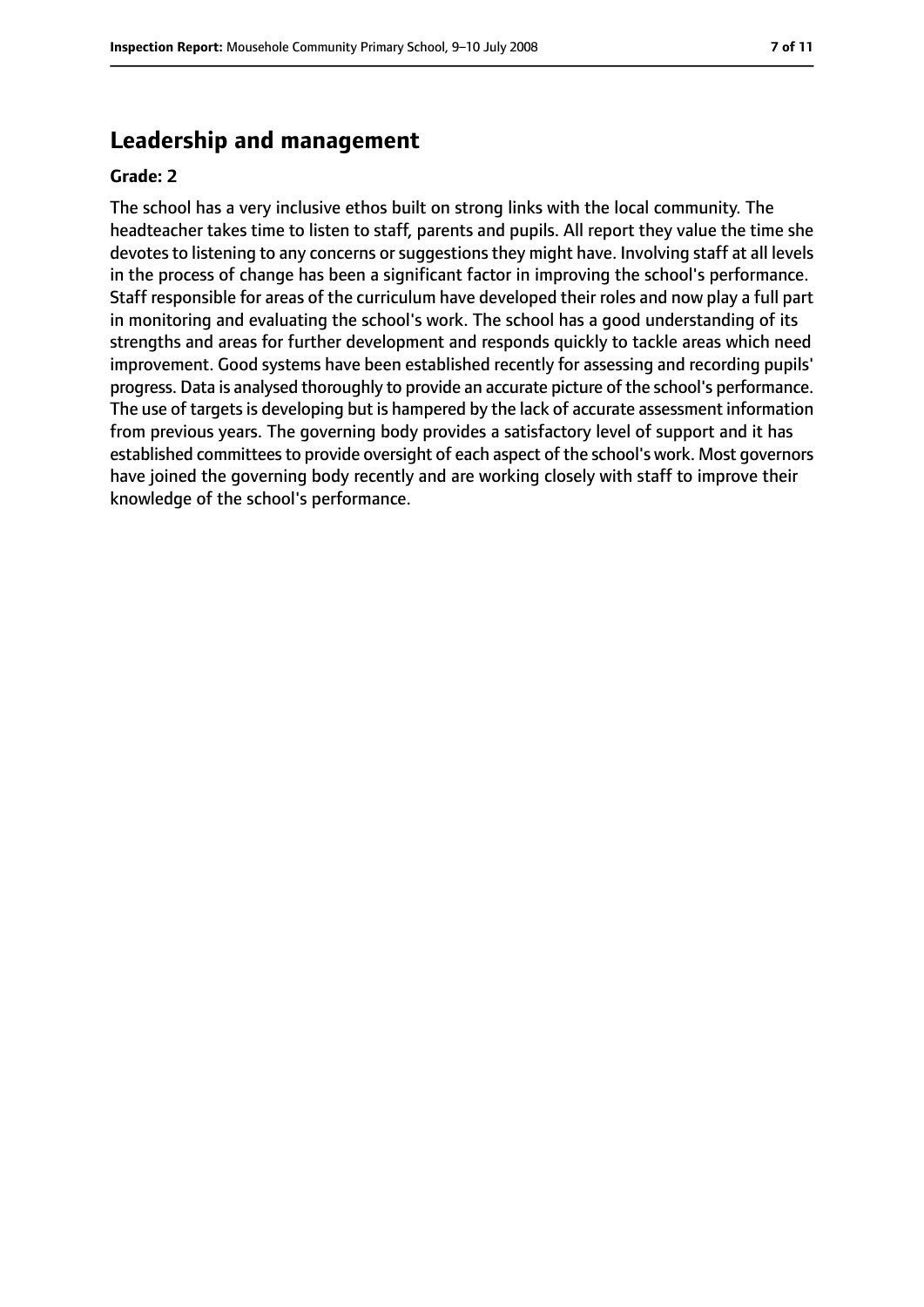## Leadership and management

**Grade: 2**

The school has a very inclusive ethos built on strong links with the local community. The headteacher takes time to listen to staff, parents and pupils. All report they value the time she devotes to listening to any concerns or suggestions they might have. Involving staff at all levels in the process of change has been a significant factor in improving the school's performance. Staff responsible for areas of the curriculum have developed their roles and now play a full part in monitoring and evaluating the school's work. The school has a good understanding of its strengths and areas for further development and responds quickly to tackle areas which need improvement. Good systems have been established recently for assessing and recording pupils' progress. Data is analysed thoroughly to provide an accurate picture of the school's performance. The use of targets is developing but is hampered by the lack of accurate assessment information from previous years. The governing body provides a satisfactory level of support and it has established committees to provide oversight of each aspect of the school's work. Most governors have joined the governing body recently and are working closely with staff to improve their knowledge of the school's performance.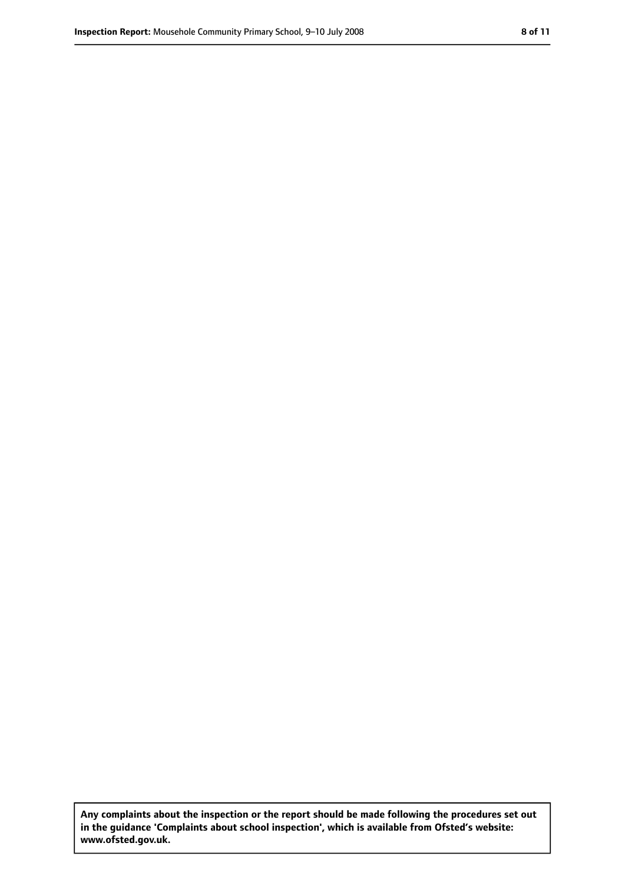**Any complaints about the inspection or the report should be made following the procedures set out in the guidance 'Complaints about school inspection', which is available from Ofsted's website: www.ofsted.gov.uk.**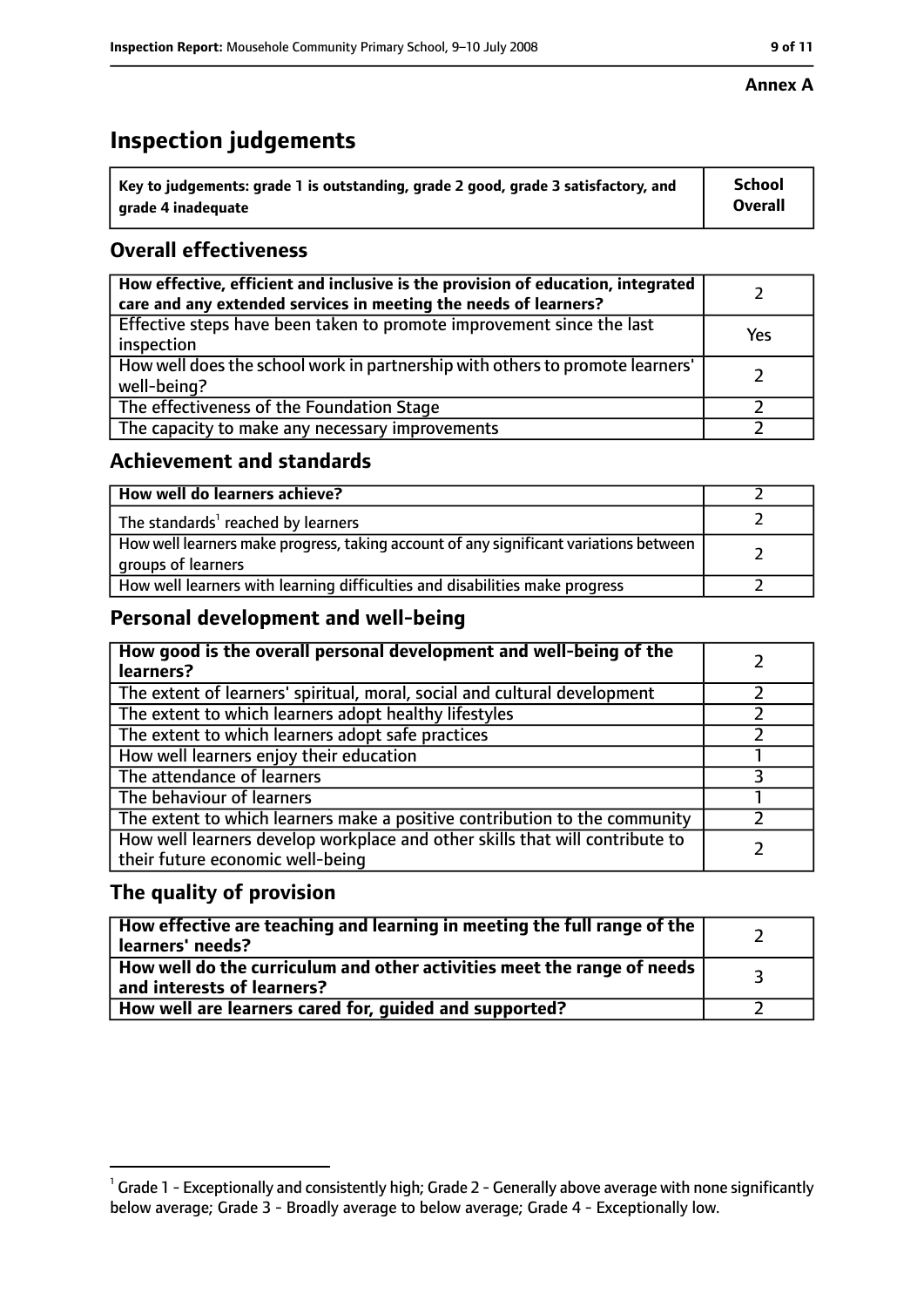**Annex A**

# Inspection judgements

| Key to judgements: grade 1 is outstanding, grade 2 good, grade 3 satisfactory, and grade 4 inadequate | School Overall |
|---|---|

## Overall effectiveness

| | |
|---|---|
| How effective, efficient and inclusive is the provision of education, integrated care and any extended services in meeting the needs of learners? | 2 |
| Effective steps have been taken to promote improvement since the last inspection | Yes |
| How well does the school work in partnership with others to promote learners' well-being? | 2 |
| The effectiveness of the Foundation Stage | 2 |
| The capacity to make any necessary improvements | 2 |

## Achievement and standards

| | |
|---|---|
| How well do learners achieve? | 2 |
| The standards[1] reached by learners | 2 |
| How well learners make progress, taking account of any significant variations between groups of learners | 2 |
| How well learners with learning difficulties and disabilities make progress | 2 |

## Personal development and well-being

| | |
|---|---|
| How good is the overall personal development and well-being of the learners? | 2 |
| The extent of learners' spiritual, moral, social and cultural development | 2 |
| The extent to which learners adopt healthy lifestyles | 2 |
| The extent to which learners adopt safe practices | 2 |
| How well learners enjoy their education | 1 |
| The attendance of learners | 3 |
| The behaviour of learners | 1 |
| The extent to which learners make a positive contribution to the community | 2 |
| How well learners develop workplace and other skills that will contribute to their future economic well-being | 2 |

## The quality of provision

| | |
|---|---|
| How effective are teaching and learning in meeting the full range of the learners' needs? | 2 |
| How well do the curriculum and other activities meet the range of needs and interests of learners? | 3 |
| How well are learners cared for, guided and supported? | 2 |

[1] Grade 1 - Exceptionally and consistently high; Grade 2 - Generally above average with none significantly below average; Grade 3 - Broadly average to below average; Grade 4 - Exceptionally low.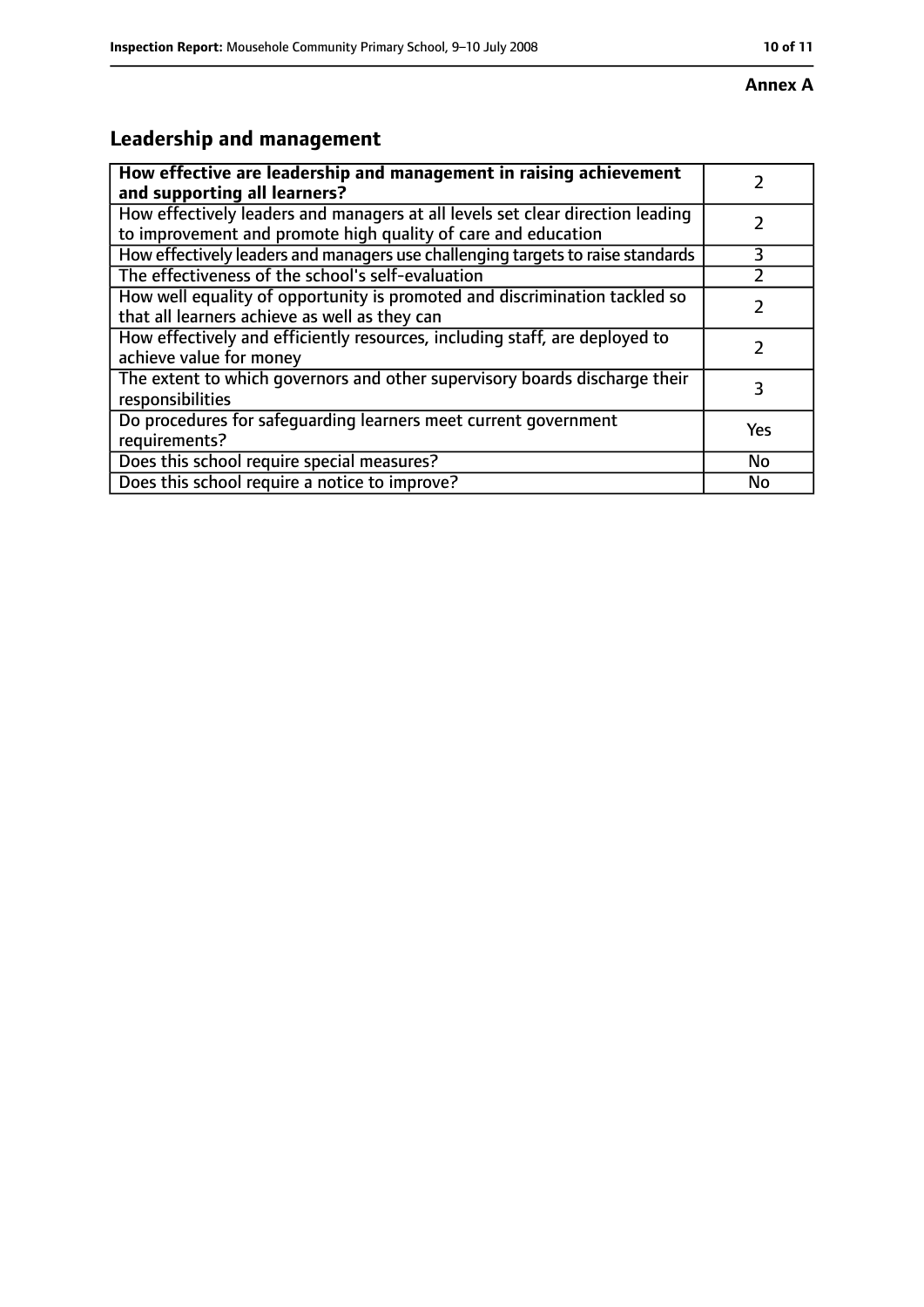**Annex A**

## Leadership and management

| How effective are leadership and management in raising achievement and supporting all learners? | 2 |
|---|---|
| How effectively leaders and managers at all levels set clear direction leading to improvement and promote high quality of care and education | 2 |
| How effectively leaders and managers use challenging targets to raise standards | 3 |
| The effectiveness of the school's self-evaluation | 2 |
| How well equality of opportunity is promoted and discrimination tackled so that all learners achieve as well as they can | 2 |
| How effectively and efficiently resources, including staff, are deployed to achieve value for money | 2 |
| The extent to which governors and other supervisory boards discharge their responsibilities | 3 |
| Do procedures for safeguarding learners meet current government requirements? | Yes |
| Does this school require special measures? | No |
| Does this school require a notice to improve? | No |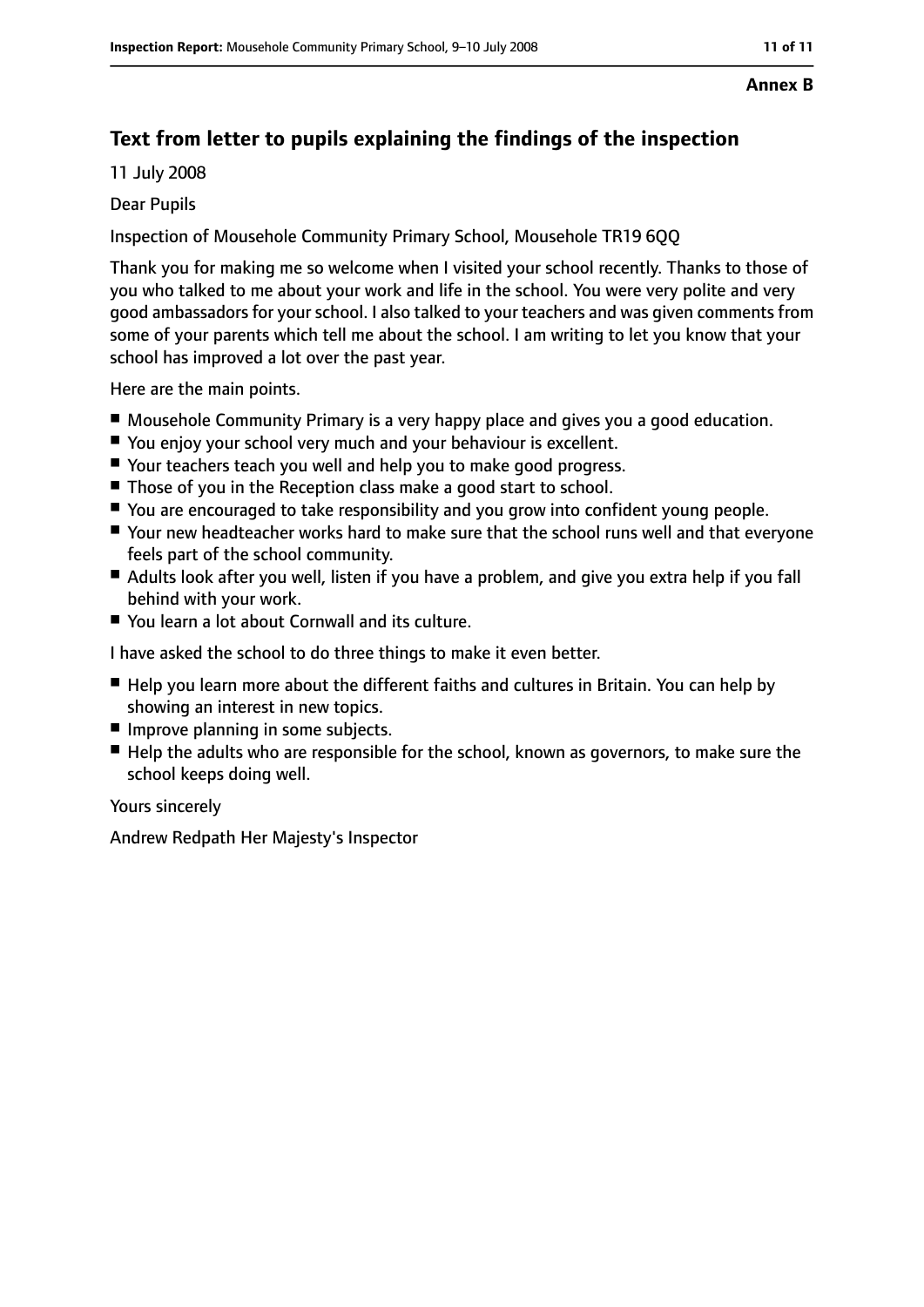**Annex B**

## Text from letter to pupils explaining the findings of the inspection

11 July 2008

Dear Pupils

Inspection of Mousehole Community Primary School, Mousehole TR19 6QQ

Thank you for making me so welcome when I visited your school recently. Thanks to those of you who talked to me about your work and life in the school. You were very polite and very good ambassadors for your school. I also talked to your teachers and was given comments from some of your parents which tell me about the school. I am writing to let you know that your school has improved a lot over the past year.

Here are the main points.

- Mousehole Community Primary is a very happy place and gives you a good education.
- You enjoy your school very much and your behaviour is excellent.
- Your teachers teach you well and help you to make good progress.
- Those of you in the Reception class make a good start to school.
- You are encouraged to take responsibility and you grow into confident young people.
- Your new headteacher works hard to make sure that the school runs well and that everyone feels part of the school community.
- Adults look after you well, listen if you have a problem, and give you extra help if you fall behind with your work.
- You learn a lot about Cornwall and its culture.

I have asked the school to do three things to make it even better.

- Help you learn more about the different faiths and cultures in Britain. You can help by showing an interest in new topics.
- Improve planning in some subjects.
- Help the adults who are responsible for the school, known as governors, to make sure the school keeps doing well.

Yours sincerely

Andrew Redpath Her Majesty's Inspector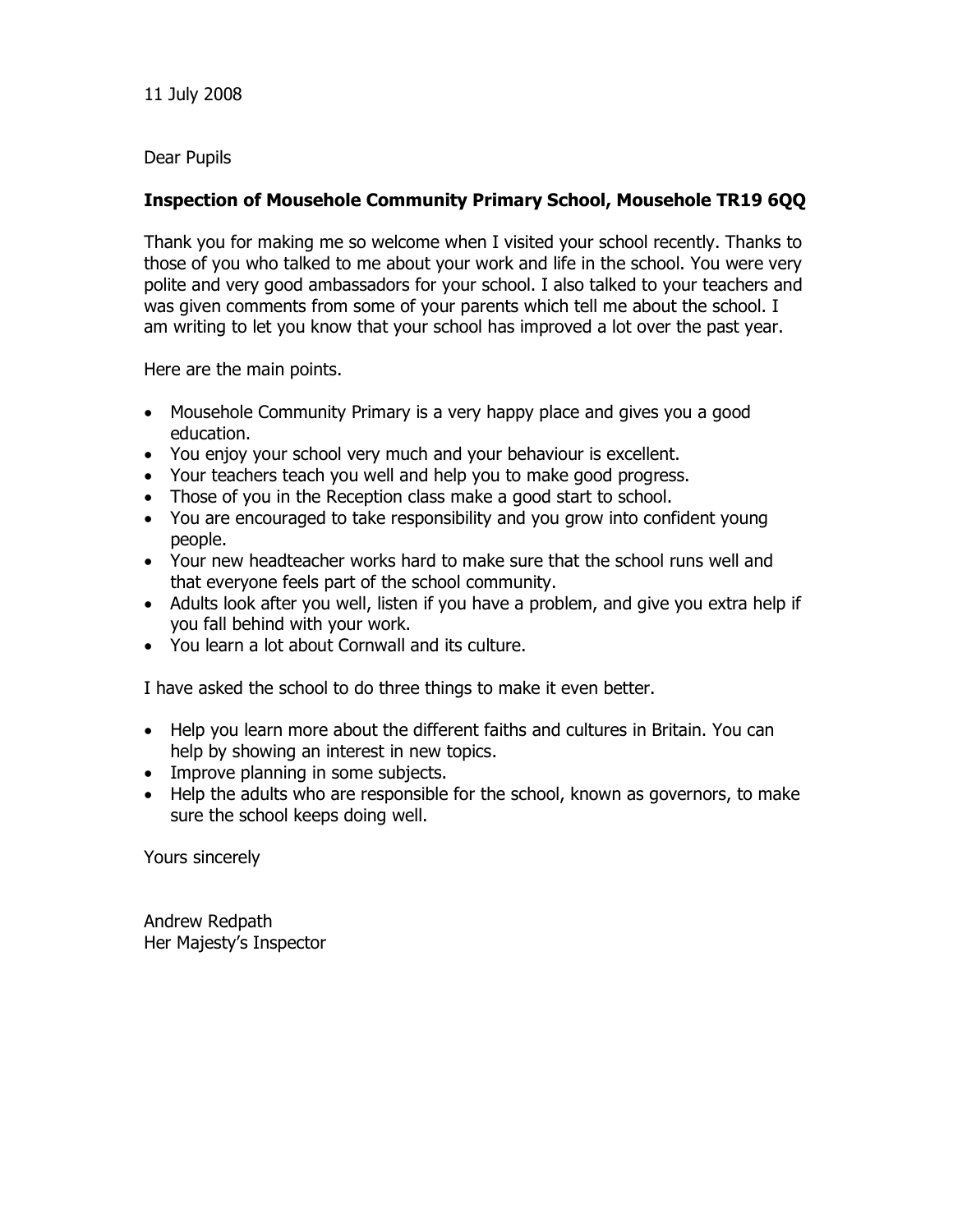11 July 2008

Dear Pupils

**Inspection of Mousehole Community Primary School, Mousehole TR19 6QQ**

Thank you for making me so welcome when I visited your school recently. Thanks to those of you who talked to me about your work and life in the school. You were very polite and very good ambassadors for your school. I also talked to your teachers and was given comments from some of your parents which tell me about the school. I am writing to let you know that your school has improved a lot over the past year.

Here are the main points.

- Mousehole Community Primary is a very happy place and gives you a good education.
- You enjoy your school very much and your behaviour is excellent.
- Your teachers teach you well and help you to make good progress.
- Those of you in the Reception class make a good start to school.
- You are encouraged to take responsibility and you grow into confident young people.
- Your new headteacher works hard to make sure that the school runs well and that everyone feels part of the school community.
- Adults look after you well, listen if you have a problem, and give you extra help if you fall behind with your work.
- You learn a lot about Cornwall and its culture.

I have asked the school to do three things to make it even better.

- Help you learn more about the different faiths and cultures in Britain. You can help by showing an interest in new topics.
- Improve planning in some subjects.
- Help the adults who are responsible for the school, known as governors, to make sure the school keeps doing well.

Yours sincerely

Andrew Redpath
Her Majesty's Inspector